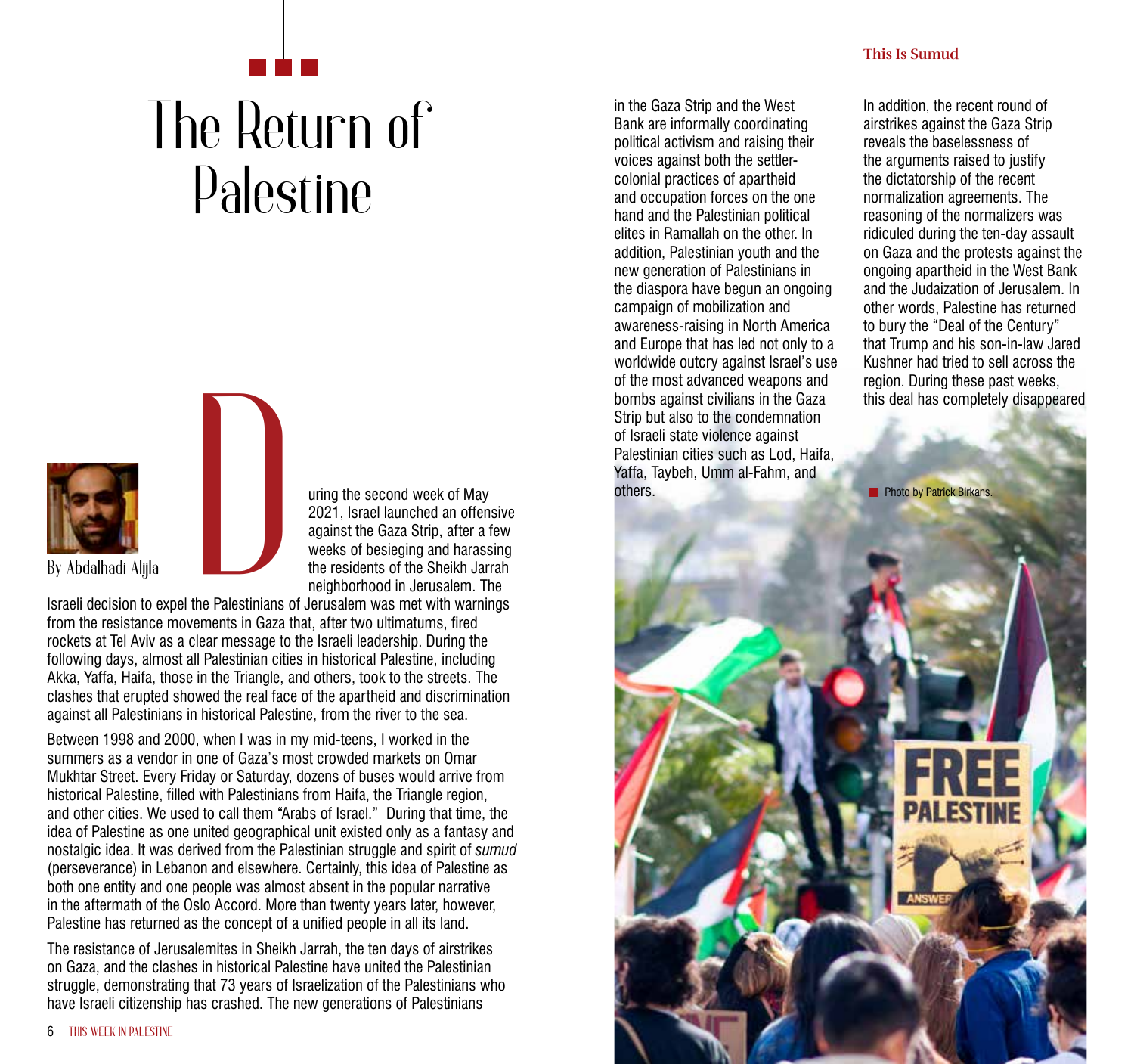# The Return of Palestine

By Abdalhadi Alijla

During the second week of May 2021, Israel launched an offensive against the Gaza Strip, after a few weeks of besieging and harassing the residents of the Sheikh Jarrah neighborhood in Jerusalem. The Israeli decision to expel the Palestinians of Jerusalem was met with warnings from the resistance movements in Gaza that, after two ultimatums, fired rockets at Tel Aviv as a clear message to the Israeli leadership. During the following days, almost all Palestinian cities in historical Palestine, including Akka, Yaffa, Haifa, those in the Triangle, and others, took to the streets. The clashes that erupted showed the real face of the apartheid and discrimination against all Palestinians in historical Palestine, from the river to the sea.

Between 1998 and 2000, when I was in my mid-teens, I worked in the summers as a vendor in one of Gaza's most crowded markets on Omar Mukhtar Street. Every Friday or Saturday, dozens of buses would arrive from historical Palestine, filled with Palestinians from Haifa, the Triangle region, and other cities. We used to call them "Arabs of Israel." During that time, the idea of Palestine as one united geographical unit existed only as a fantasy and nostalgic idea. It was derived from the Palestinian struggle and spirit of *sumud* (perseverance) in Lebanon and elsewhere. Certainly, this idea of Palestine as both one entity and one people was almost absent in the popular narrative in the aftermath of the Oslo Accord. More than twenty years later, however, Palestine has returned as the concept of a unified people in all its land.

The resistance of Jerusalemites in Sheikh Jarrah, the ten days of airstrikes on Gaza, and the clashes in historical Palestine have united the Palestinian struggle, demonstrating that 73 years of Israelization of the Palestinians who have Israeli citizenship has crashed. The new generations of Palestinians in the Gaza Strip and the West Bank are informally coordinating political activism and raising their voices against both the settler-colonial practices of apartheid and occupation forces on the one hand and the Palestinian political elites in Ramallah on the other. In addition, Palestinian youth and the new generation of Palestinians in the diaspora have begun an ongoing campaign of mobilization and awareness-raising in North America and Europe that has led not only to a worldwide outcry against Israel's use of the most advanced weapons and bombs against civilians in the Gaza Strip but also to the condemnation of Israeli state violence against Palestinian cities such as Lod, Haifa, Yaffa, Taybeh, Umm al-Fahm, and others.

In addition, the recent round of airstrikes against the Gaza Strip reveals the baselessness of the arguments raised to justify the dictatorship of the recent normalization agreements. The reasoning of the normalizers was ridiculed during the ten-day assault on Gaza and the protests against the ongoing apartheid in the West Bank and the Judaization of Jerusalem. In other words, Palestine has returned to bury the "Deal of the Century" that Trump and his son-in-law Jared Kushner had tried to sell across the region. During these past weeks, this deal has completely disappeared

Photo by Patrick Birkans.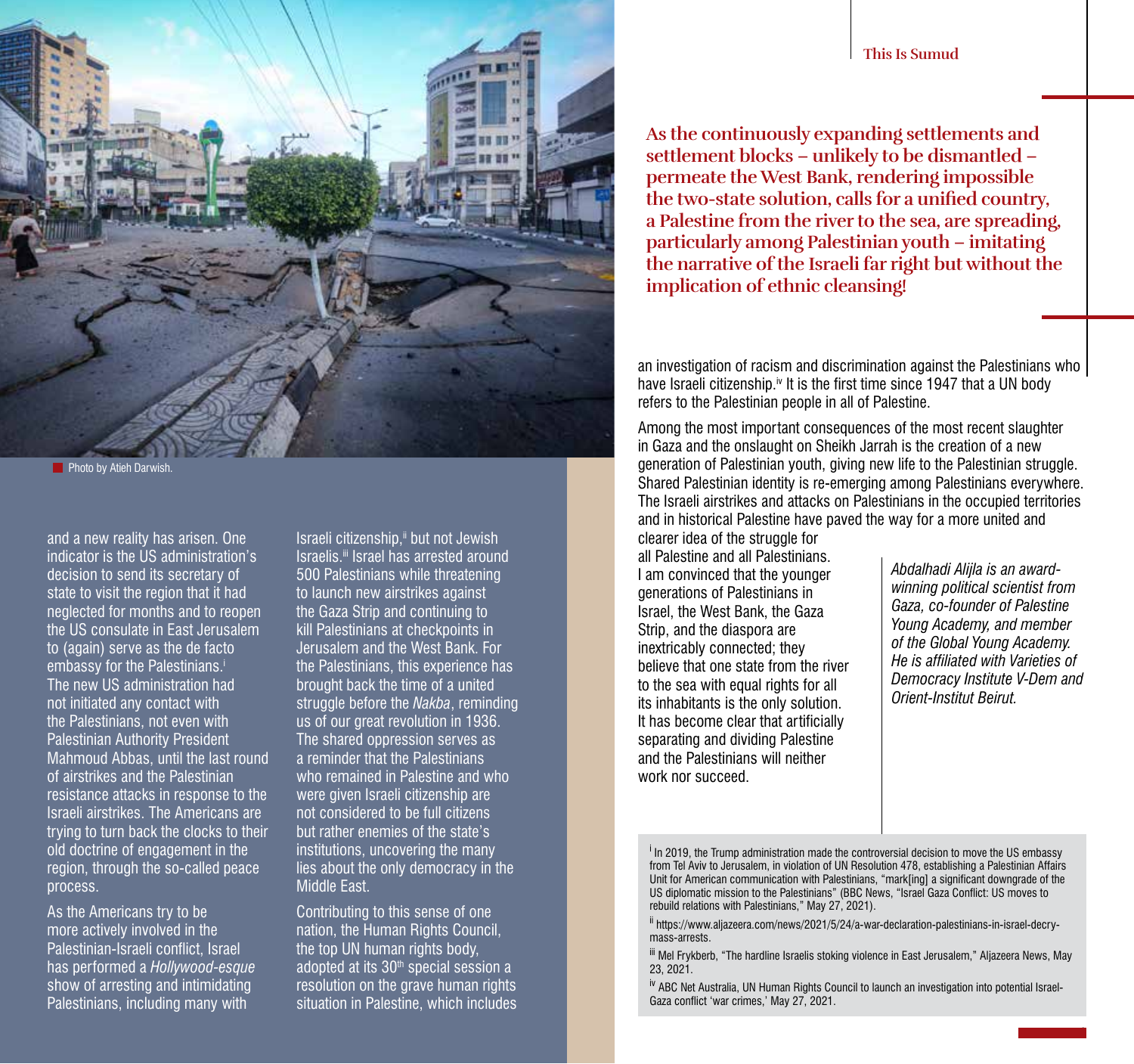Photo by Atieh Darwish.

and a new reality has arisen. One indicator is the US administration's decision to send its secretary of state to visit the region that it had neglected for months and to reopen the US consulate in East Jerusalem to (again) serve as the de facto embassy for the Palestinians.[i] The new US administration had not initiated any contact with the Palestinians, not even with Palestinian Authority President Mahmoud Abbas, until the last round of airstrikes and the Palestinian resistance attacks in response to the Israeli airstrikes. The Americans are trying to turn back the clocks to their old doctrine of engagement in the region, through the so-called peace process.

As the Americans try to be more actively involved in the Palestinian-Israeli conflict, Israel has performed a *Hollywood-esque* show of arresting and intimidating Palestinians, including many with Israeli citizenship,[ii] but not Jewish Israelis.[iii] Israel has arrested around 500 Palestinians while threatening to launch new airstrikes against the Gaza Strip and continuing to kill Palestinians at checkpoints in Jerusalem and the West Bank. For the Palestinians, this experience has brought back the time of a united struggle before the *Nakba*, reminding us of our great revolution in 1936. The shared oppression serves as a reminder that the Palestinians who remained in Palestine and who were given Israeli citizenship are not considered to be full citizens but rather enemies of the state's institutions, uncovering the many lies about the only democracy in the Middle East.

Contributing to this sense of one nation, the Human Rights Council, the top UN human rights body, adopted at its 30th special session a resolution on the grave human rights situation in Palestine, which includes an investigation of racism and discrimination against the Palestinians who have Israeli citizenship.[iv] It is the first time since 1947 that a UN body refers to the Palestinian people in all of Palestine.

**As the continuously expanding settlements and settlement blocks – unlikely to be dismantled – permeate the West Bank, rendering impossible the two-state solution, calls for a unified country, a Palestine from the river to the sea, are spreading, particularly among Palestinian youth – imitating the narrative of the Israeli far right but without the implication of ethnic cleansing!**

Among the most important consequences of the most recent slaughter in Gaza and the onslaught on Sheikh Jarrah is the creation of a new generation of Palestinian youth, giving new life to the Palestinian struggle. Shared Palestinian identity is re-emerging among Palestinians everywhere. The Israeli airstrikes and attacks on Palestinians in the occupied territories and in historical Palestine have paved the way for a more united and clearer idea of the struggle for all Palestine and all Palestinians. I am convinced that the younger generations of Palestinians in Israel, the West Bank, the Gaza Strip, and the diaspora are inextricably connected; they believe that one state from the river to the sea with equal rights for all its inhabitants is the only solution. It has become clear that artificially separating and dividing Palestine and the Palestinians will neither work nor succeed.

*Abdalhadi Alijla is an award-winning political scientist from Gaza, co-founder of Palestine Young Academy, and member of the Global Young Academy. He is affiliated with Varieties of Democracy Institute V-Dem and Orient-Institut Beirut.*

[i] In 2019, the Trump administration made the controversial decision to move the US embassy from Tel Aviv to Jerusalem, in violation of UN Resolution 478, establishing a Palestinian Affairs Unit for American communication with Palestinians, "mark[ing] a significant downgrade of the US diplomatic mission to the Palestinians" (BBC News, "Israel Gaza Conflict: US moves to rebuild relations with Palestinians," May 27, 2021).

[ii] https://www.aljazeera.com/news/2021/5/24/a-war-declaration-palestinians-in-israel-decry-mass-arrests.

[iii] Mel Frykberb, "The hardline Israelis stoking violence in East Jerusalem," Aljazeera News, May 23, 2021.

[iv] ABC Net Australia, UN Human Rights Council to launch an investigation into potential Israel-Gaza conflict 'war crimes,' May 27, 2021.